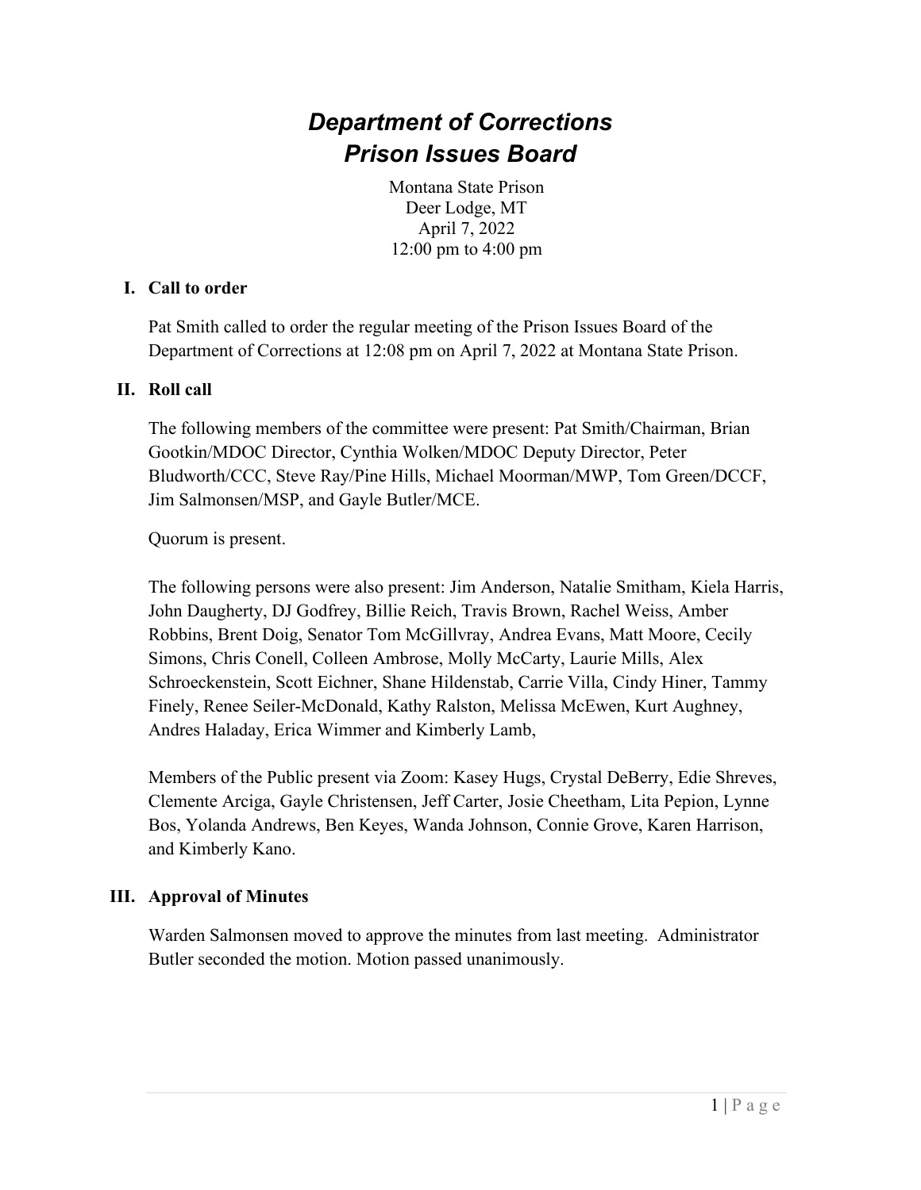# *Department of Corrections*
# *Prison Issues Board*

Montana State Prison
Deer Lodge, MT
April 7, 2022
12:00 pm to 4:00 pm

## I. Call to order

Pat Smith called to order the regular meeting of the Prison Issues Board of the Department of Corrections at 12:08 pm on April 7, 2022 at Montana State Prison.

## II. Roll call

The following members of the committee were present: Pat Smith/Chairman, Brian Gootkin/MDOC Director, Cynthia Wolken/MDOC Deputy Director, Peter Bludworth/CCC, Steve Ray/Pine Hills, Michael Moorman/MWP, Tom Green/DCCF, Jim Salmonsen/MSP, and Gayle Butler/MCE.

Quorum is present.

The following persons were also present: Jim Anderson, Natalie Smitham, Kiela Harris, John Daugherty, DJ Godfrey, Billie Reich, Travis Brown, Rachel Weiss, Amber Robbins, Brent Doig, Senator Tom McGillvray, Andrea Evans, Matt Moore, Cecily Simons, Chris Conell, Colleen Ambrose, Molly McCarty, Laurie Mills, Alex Schroeckenstein, Scott Eichner, Shane Hildenstab, Carrie Villa, Cindy Hiner, Tammy Finely, Renee Seiler-McDonald, Kathy Ralston, Melissa McEwen, Kurt Aughney, Andres Haladay, Erica Wimmer and Kimberly Lamb,

Members of the Public present via Zoom: Kasey Hugs, Crystal DeBerry, Edie Shreves, Clemente Arciga, Gayle Christensen, Jeff Carter, Josie Cheetham, Lita Pepion, Lynne Bos, Yolanda Andrews, Ben Keyes, Wanda Johnson, Connie Grove, Karen Harrison, and Kimberly Kano.

## III. Approval of Minutes

Warden Salmonsen moved to approve the minutes from last meeting. Administrator Butler seconded the motion. Motion passed unanimously.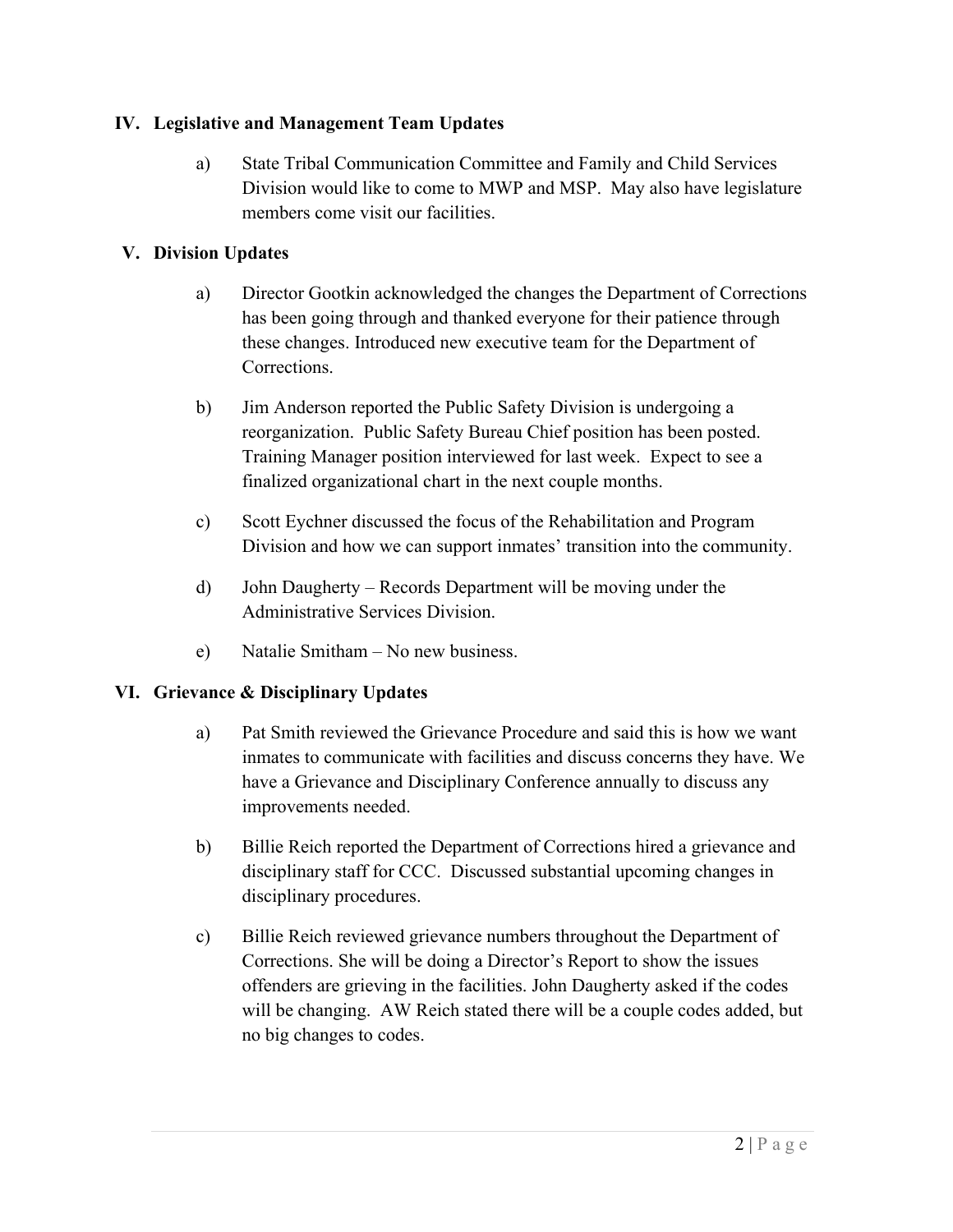## IV. Legislative and Management Team Updates

a) State Tribal Communication Committee and Family and Child Services Division would like to come to MWP and MSP. May also have legislature members come visit our facilities.

## V. Division Updates

a) Director Gootkin acknowledged the changes the Department of Corrections has been going through and thanked everyone for their patience through these changes. Introduced new executive team for the Department of Corrections.

b) Jim Anderson reported the Public Safety Division is undergoing a reorganization. Public Safety Bureau Chief position has been posted. Training Manager position interviewed for last week. Expect to see a finalized organizational chart in the next couple months.

c) Scott Eychner discussed the focus of the Rehabilitation and Program Division and how we can support inmates' transition into the community.

d) John Daugherty – Records Department will be moving under the Administrative Services Division.

e) Natalie Smitham – No new business.

## VI. Grievance & Disciplinary Updates

a) Pat Smith reviewed the Grievance Procedure and said this is how we want inmates to communicate with facilities and discuss concerns they have. We have a Grievance and Disciplinary Conference annually to discuss any improvements needed.

b) Billie Reich reported the Department of Corrections hired a grievance and disciplinary staff for CCC. Discussed substantial upcoming changes in disciplinary procedures.

c) Billie Reich reviewed grievance numbers throughout the Department of Corrections. She will be doing a Director's Report to show the issues offenders are grieving in the facilities. John Daugherty asked if the codes will be changing. AW Reich stated there will be a couple codes added, but no big changes to codes.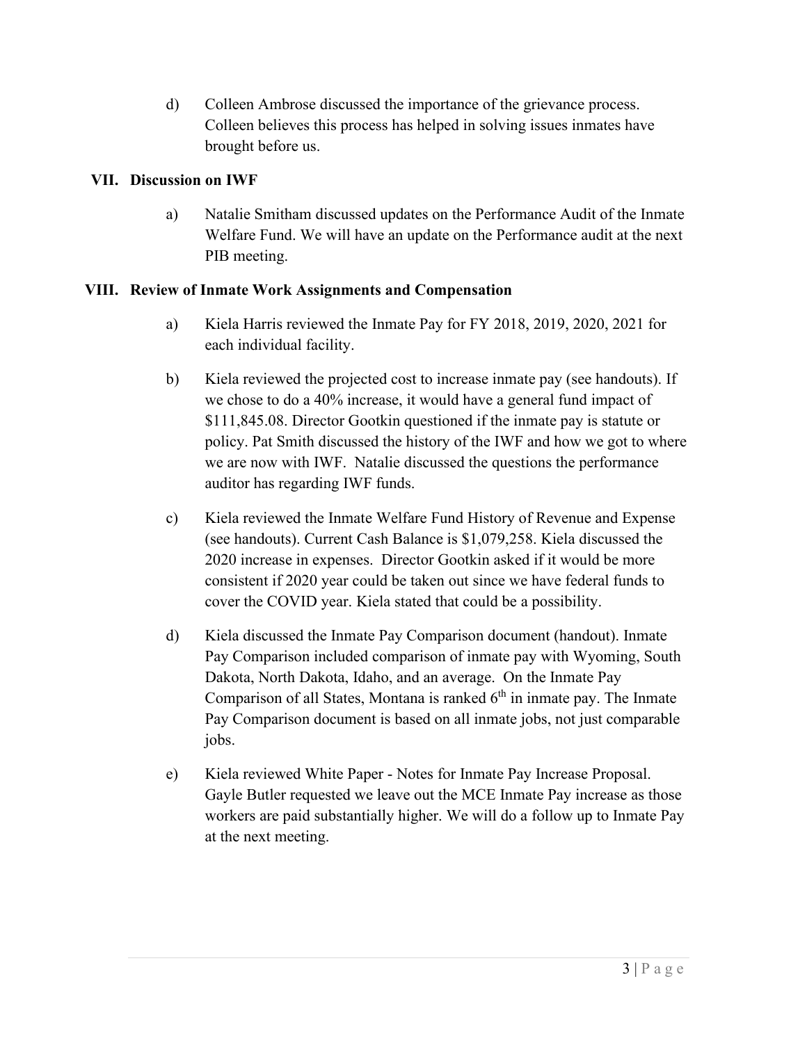d) Colleen Ambrose discussed the importance of the grievance process. Colleen believes this process has helped in solving issues inmates have brought before us.

## VII. Discussion on IWF

a) Natalie Smitham discussed updates on the Performance Audit of the Inmate Welfare Fund. We will have an update on the Performance audit at the next PIB meeting.

## VIII. Review of Inmate Work Assignments and Compensation

a) Kiela Harris reviewed the Inmate Pay for FY 2018, 2019, 2020, 2021 for each individual facility.

b) Kiela reviewed the projected cost to increase inmate pay (see handouts). If we chose to do a 40% increase, it would have a general fund impact of $111,845.08. Director Gootkin questioned if the inmate pay is statute or policy. Pat Smith discussed the history of the IWF and how we got to where we are now with IWF. Natalie discussed the questions the performance auditor has regarding IWF funds.

c) Kiela reviewed the Inmate Welfare Fund History of Revenue and Expense (see handouts). Current Cash Balance is $1,079,258. Kiela discussed the 2020 increase in expenses. Director Gootkin asked if it would be more consistent if 2020 year could be taken out since we have federal funds to cover the COVID year. Kiela stated that could be a possibility.

d) Kiela discussed the Inmate Pay Comparison document (handout). Inmate Pay Comparison included comparison of inmate pay with Wyoming, South Dakota, North Dakota, Idaho, and an average. On the Inmate Pay Comparison of all States, Montana is ranked 6th in inmate pay. The Inmate Pay Comparison document is based on all inmate jobs, not just comparable jobs.

e) Kiela reviewed White Paper - Notes for Inmate Pay Increase Proposal. Gayle Butler requested we leave out the MCE Inmate Pay increase as those workers are paid substantially higher. We will do a follow up to Inmate Pay at the next meeting.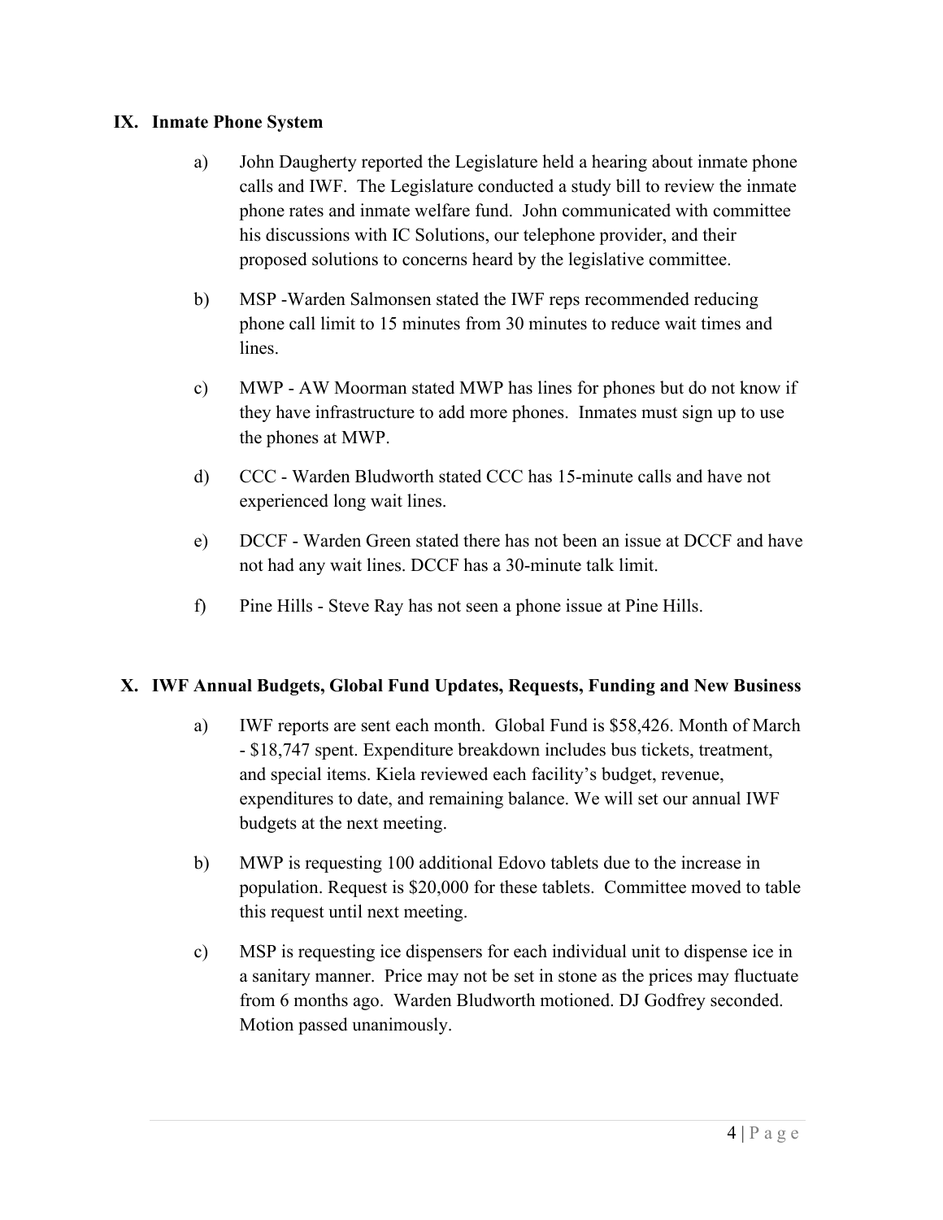## IX. Inmate Phone System

a) John Daugherty reported the Legislature held a hearing about inmate phone calls and IWF. The Legislature conducted a study bill to review the inmate phone rates and inmate welfare fund. John communicated with committee his discussions with IC Solutions, our telephone provider, and their proposed solutions to concerns heard by the legislative committee.

b) MSP -Warden Salmonsen stated the IWF reps recommended reducing phone call limit to 15 minutes from 30 minutes to reduce wait times and lines.

c) MWP - AW Moorman stated MWP has lines for phones but do not know if they have infrastructure to add more phones. Inmates must sign up to use the phones at MWP.

d) CCC - Warden Bludworth stated CCC has 15-minute calls and have not experienced long wait lines.

e) DCCF - Warden Green stated there has not been an issue at DCCF and have not had any wait lines. DCCF has a 30-minute talk limit.

f) Pine Hills - Steve Ray has not seen a phone issue at Pine Hills.

## X. IWF Annual Budgets, Global Fund Updates, Requests, Funding and New Business

a) IWF reports are sent each month. Global Fund is $58,426. Month of March - $18,747 spent. Expenditure breakdown includes bus tickets, treatment, and special items. Kiela reviewed each facility's budget, revenue, expenditures to date, and remaining balance. We will set our annual IWF budgets at the next meeting.

b) MWP is requesting 100 additional Edovo tablets due to the increase in population. Request is $20,000 for these tablets. Committee moved to table this request until next meeting.

c) MSP is requesting ice dispensers for each individual unit to dispense ice in a sanitary manner. Price may not be set in stone as the prices may fluctuate from 6 months ago. Warden Bludworth motioned. DJ Godfrey seconded. Motion passed unanimously.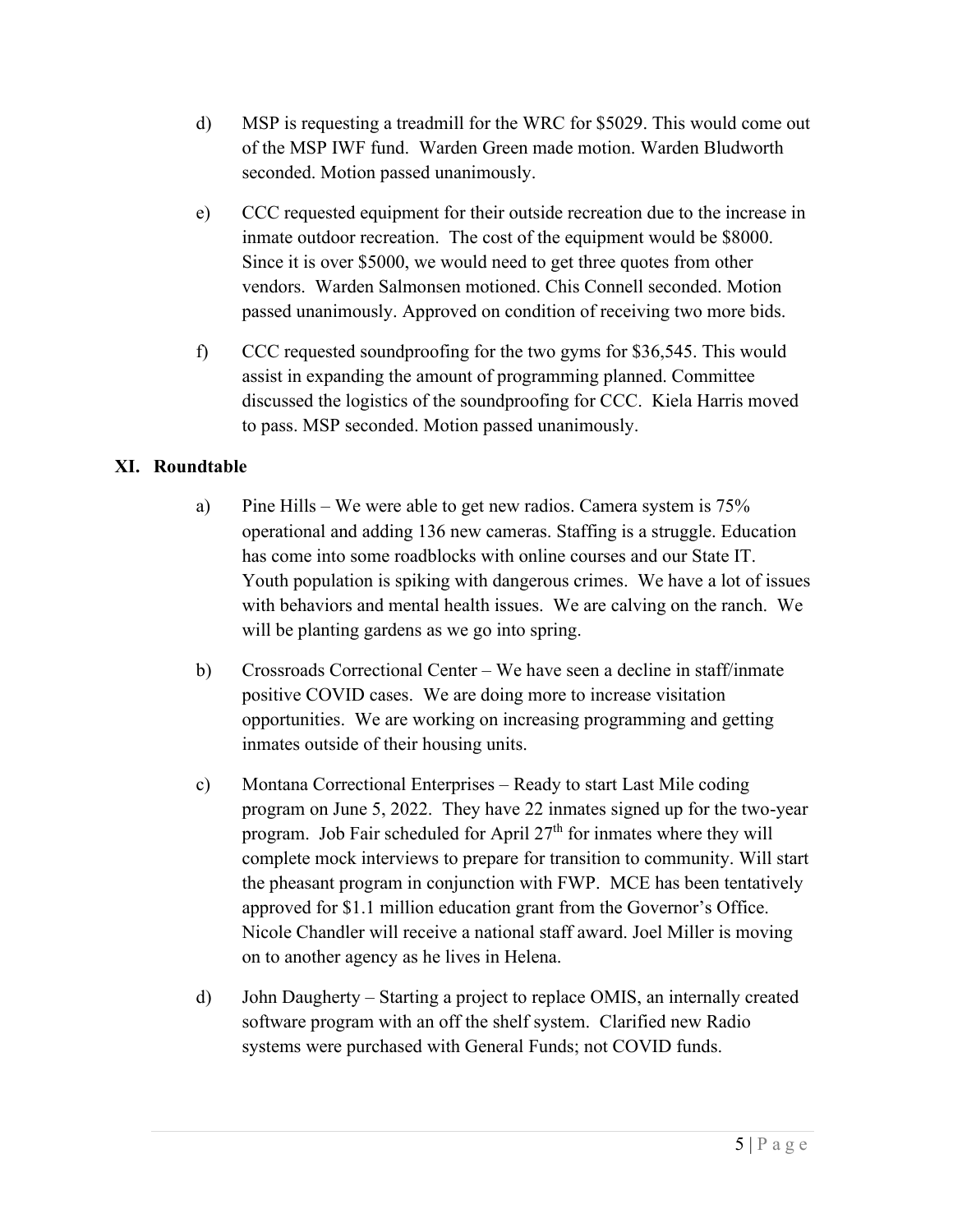d) MSP is requesting a treadmill for the WRC for $5029. This would come out of the MSP IWF fund. Warden Green made motion. Warden Bludworth seconded. Motion passed unanimously.

e) CCC requested equipment for their outside recreation due to the increase in inmate outdoor recreation. The cost of the equipment would be $8000. Since it is over $5000, we would need to get three quotes from other vendors. Warden Salmonsen motioned. Chis Connell seconded. Motion passed unanimously. Approved on condition of receiving two more bids.

f) CCC requested soundproofing for the two gyms for $36,545. This would assist in expanding the amount of programming planned. Committee discussed the logistics of the soundproofing for CCC. Kiela Harris moved to pass. MSP seconded. Motion passed unanimously.

## XI. Roundtable

a) Pine Hills – We were able to get new radios. Camera system is 75% operational and adding 136 new cameras. Staffing is a struggle. Education has come into some roadblocks with online courses and our State IT. Youth population is spiking with dangerous crimes. We have a lot of issues with behaviors and mental health issues. We are calving on the ranch. We will be planting gardens as we go into spring.

b) Crossroads Correctional Center – We have seen a decline in staff/inmate positive COVID cases. We are doing more to increase visitation opportunities. We are working on increasing programming and getting inmates outside of their housing units.

c) Montana Correctional Enterprises – Ready to start Last Mile coding program on June 5, 2022. They have 22 inmates signed up for the two-year program. Job Fair scheduled for April 27th for inmates where they will complete mock interviews to prepare for transition to community. Will start the pheasant program in conjunction with FWP. MCE has been tentatively approved for $1.1 million education grant from the Governor's Office. Nicole Chandler will receive a national staff award. Joel Miller is moving on to another agency as he lives in Helena.

d) John Daugherty – Starting a project to replace OMIS, an internally created software program with an off the shelf system. Clarified new Radio systems were purchased with General Funds; not COVID funds.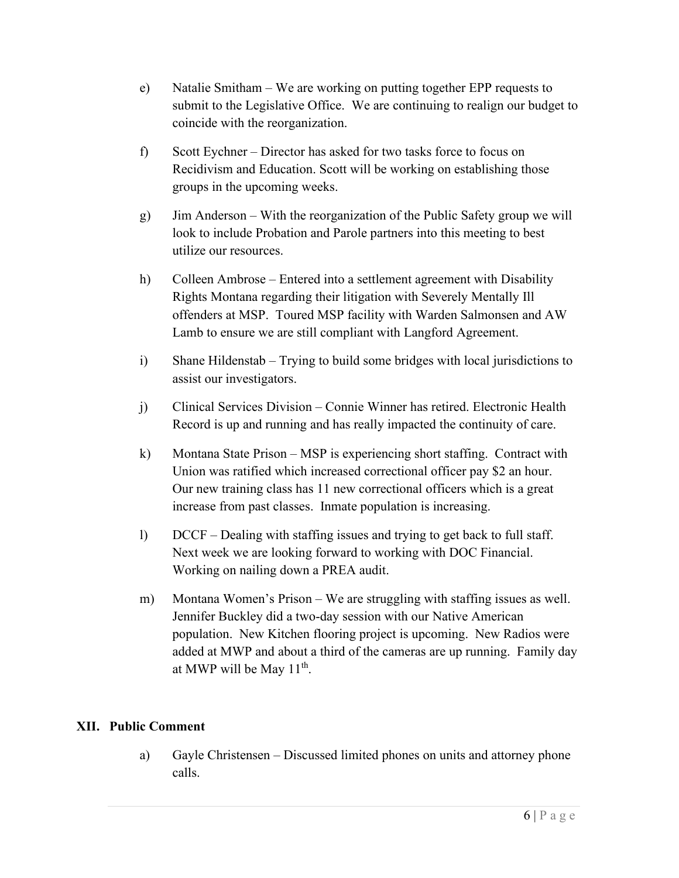e) Natalie Smitham – We are working on putting together EPP requests to submit to the Legislative Office. We are continuing to realign our budget to coincide with the reorganization.

f) Scott Eychner – Director has asked for two tasks force to focus on Recidivism and Education. Scott will be working on establishing those groups in the upcoming weeks.

g) Jim Anderson – With the reorganization of the Public Safety group we will look to include Probation and Parole partners into this meeting to best utilize our resources.

h) Colleen Ambrose – Entered into a settlement agreement with Disability Rights Montana regarding their litigation with Severely Mentally Ill offenders at MSP. Toured MSP facility with Warden Salmonsen and AW Lamb to ensure we are still compliant with Langford Agreement.

i) Shane Hildenstab – Trying to build some bridges with local jurisdictions to assist our investigators.

j) Clinical Services Division – Connie Winner has retired. Electronic Health Record is up and running and has really impacted the continuity of care.

k) Montana State Prison – MSP is experiencing short staffing. Contract with Union was ratified which increased correctional officer pay $2 an hour. Our new training class has 11 new correctional officers which is a great increase from past classes. Inmate population is increasing.

l) DCCF – Dealing with staffing issues and trying to get back to full staff. Next week we are looking forward to working with DOC Financial. Working on nailing down a PREA audit.

m) Montana Women's Prison – We are struggling with staffing issues as well. Jennifer Buckley did a two-day session with our Native American population. New Kitchen flooring project is upcoming. New Radios were added at MWP and about a third of the cameras are up running. Family day at MWP will be May 11th.

## XII. Public Comment

a) Gayle Christensen – Discussed limited phones on units and attorney phone calls.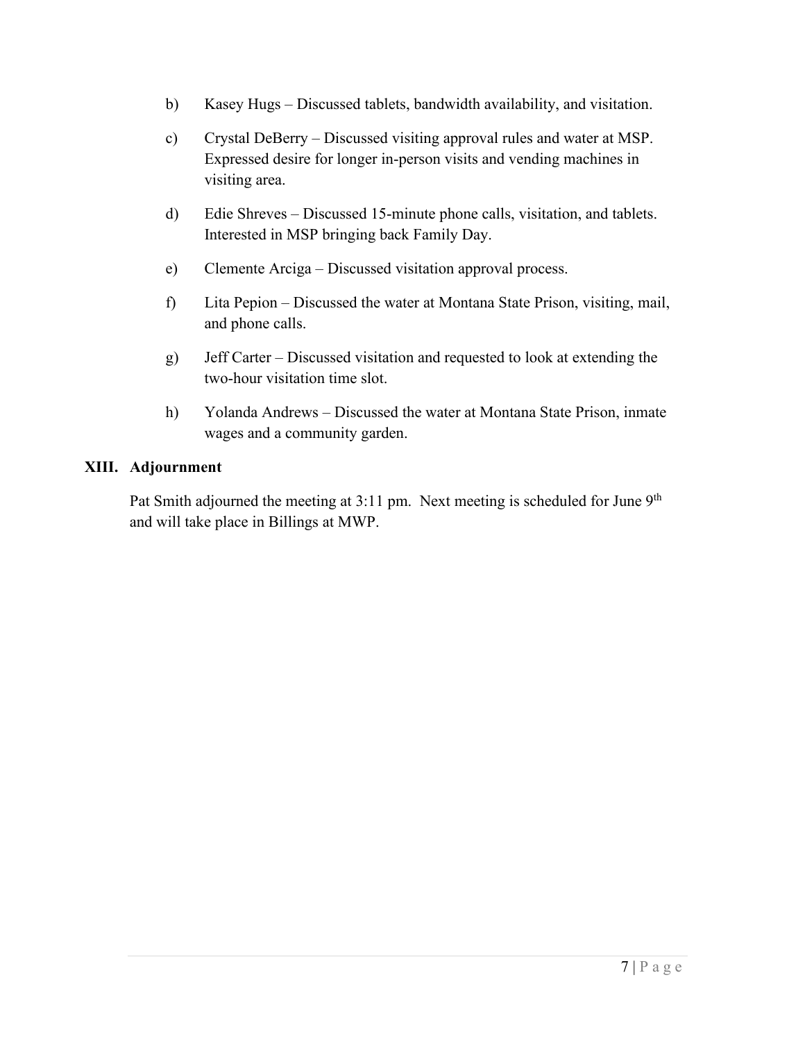b) Kasey Hugs – Discussed tablets, bandwidth availability, and visitation.

c) Crystal DeBerry – Discussed visiting approval rules and water at MSP. Expressed desire for longer in-person visits and vending machines in visiting area.

d) Edie Shreves – Discussed 15-minute phone calls, visitation, and tablets. Interested in MSP bringing back Family Day.

e) Clemente Arciga – Discussed visitation approval process.

f) Lita Pepion – Discussed the water at Montana State Prison, visiting, mail, and phone calls.

g) Jeff Carter – Discussed visitation and requested to look at extending the two-hour visitation time slot.

h) Yolanda Andrews – Discussed the water at Montana State Prison, inmate wages and a community garden.

## XIII. Adjournment

Pat Smith adjourned the meeting at 3:11 pm. Next meeting is scheduled for June 9th and will take place in Billings at MWP.